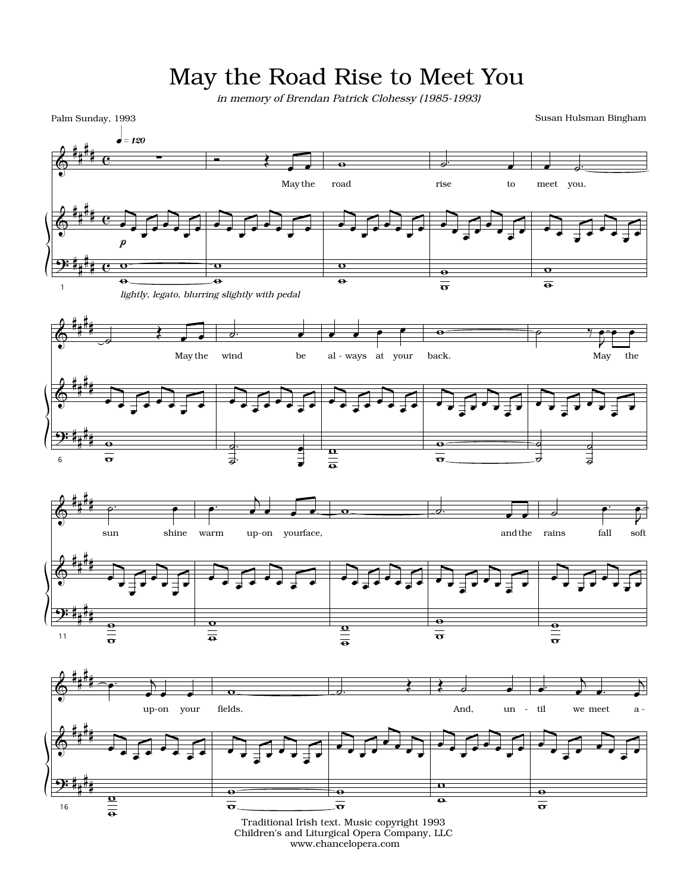# May the Road Rise to Meet You

*in memory of Brendan Patrick Clohessy (1985-1993)*

Palm Sunday, 1993

Susan Hulsman Bingham

Traditional Irish text. Music copyright 1993
Children's and Liturgical Opera Company, LLC
www.chancelopera.com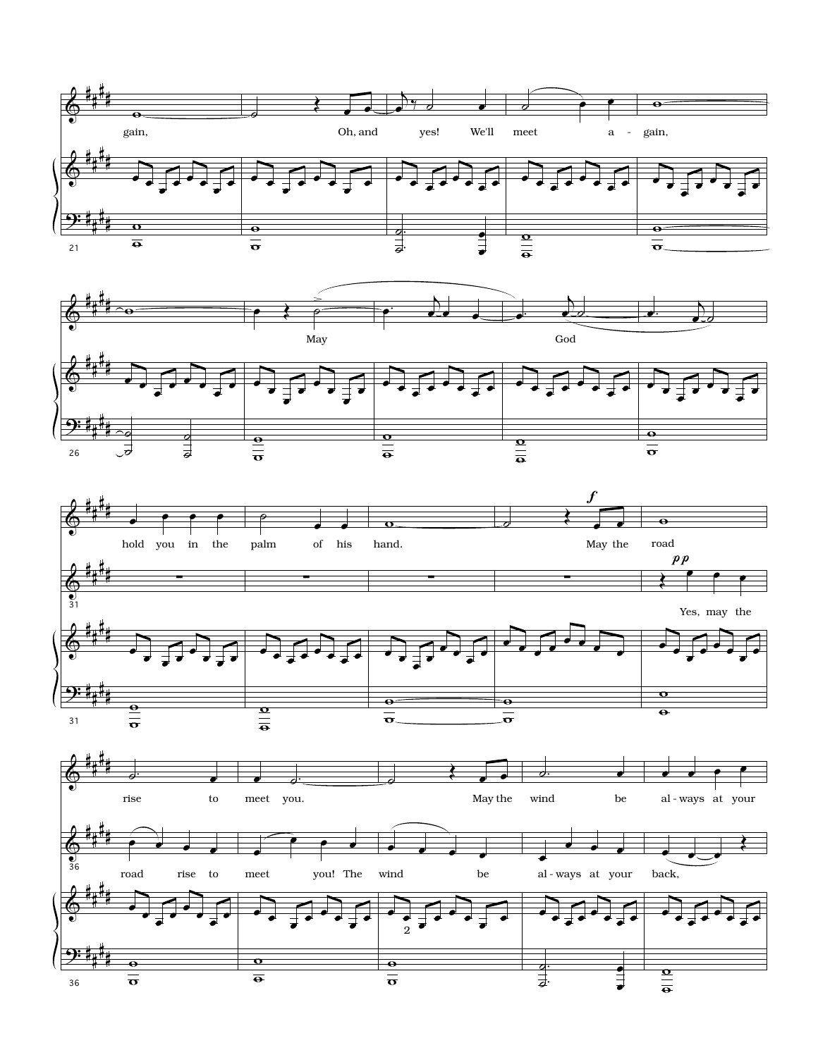gain, Oh, and yes! We'll meet a - gain,

May God

hold you in the palm of his hand. May the road

Yes, may the

rise to meet you. May the wind be al - ways at your

road rise to meet you! The wind be al - ways at your back,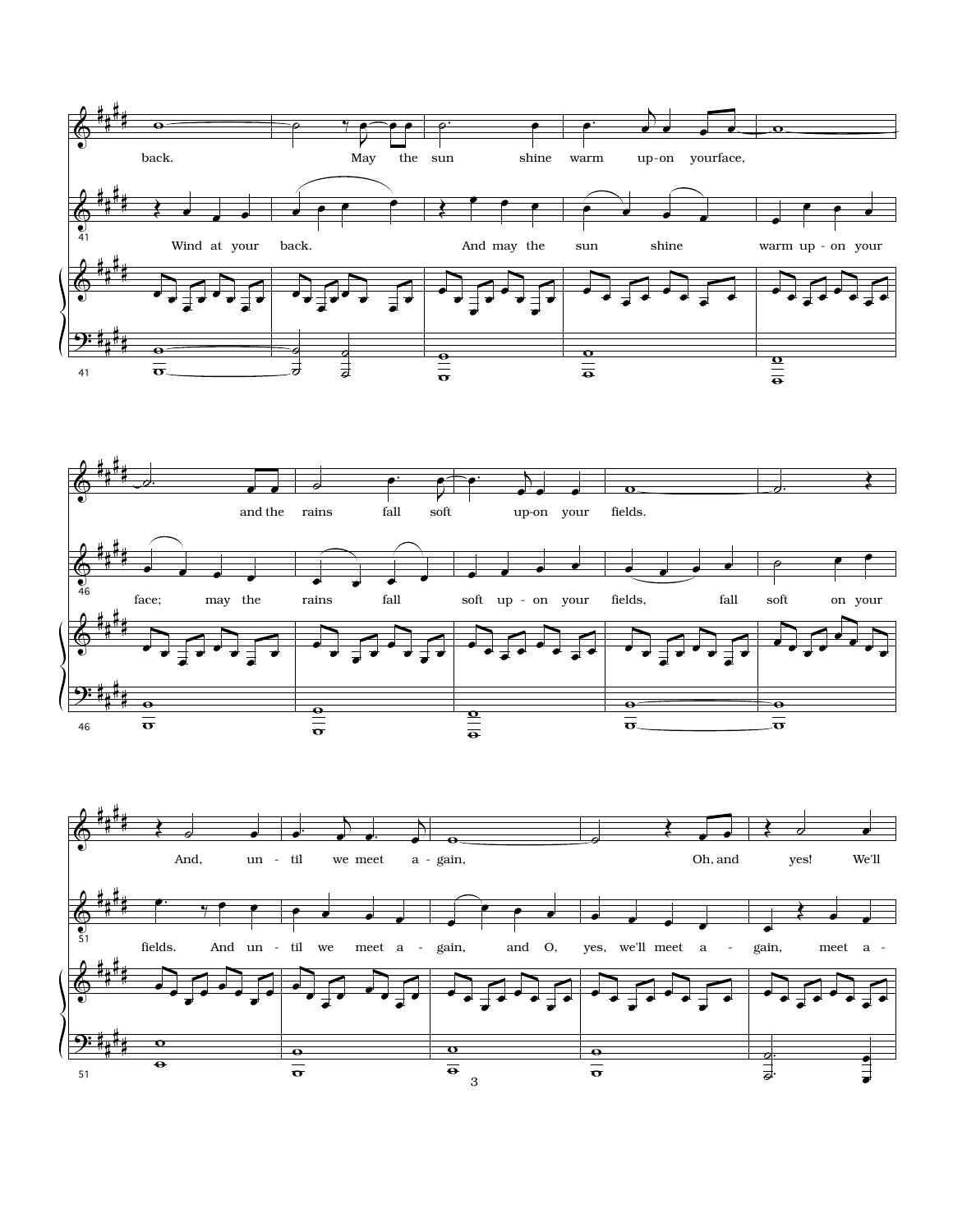41

back. May the sun shine warm up-on your face,

Wind at your back. And may the sun shine warm up - on your

46

and the rains fall soft up-on your fields.

face; may the rains fall soft up - on your fields, fall soft on your

51

And, un - til we meet a - gain, Oh, and yes! We'll

fields. And un - til we meet a - gain, and O, yes, we'll meet a - gain, meet a -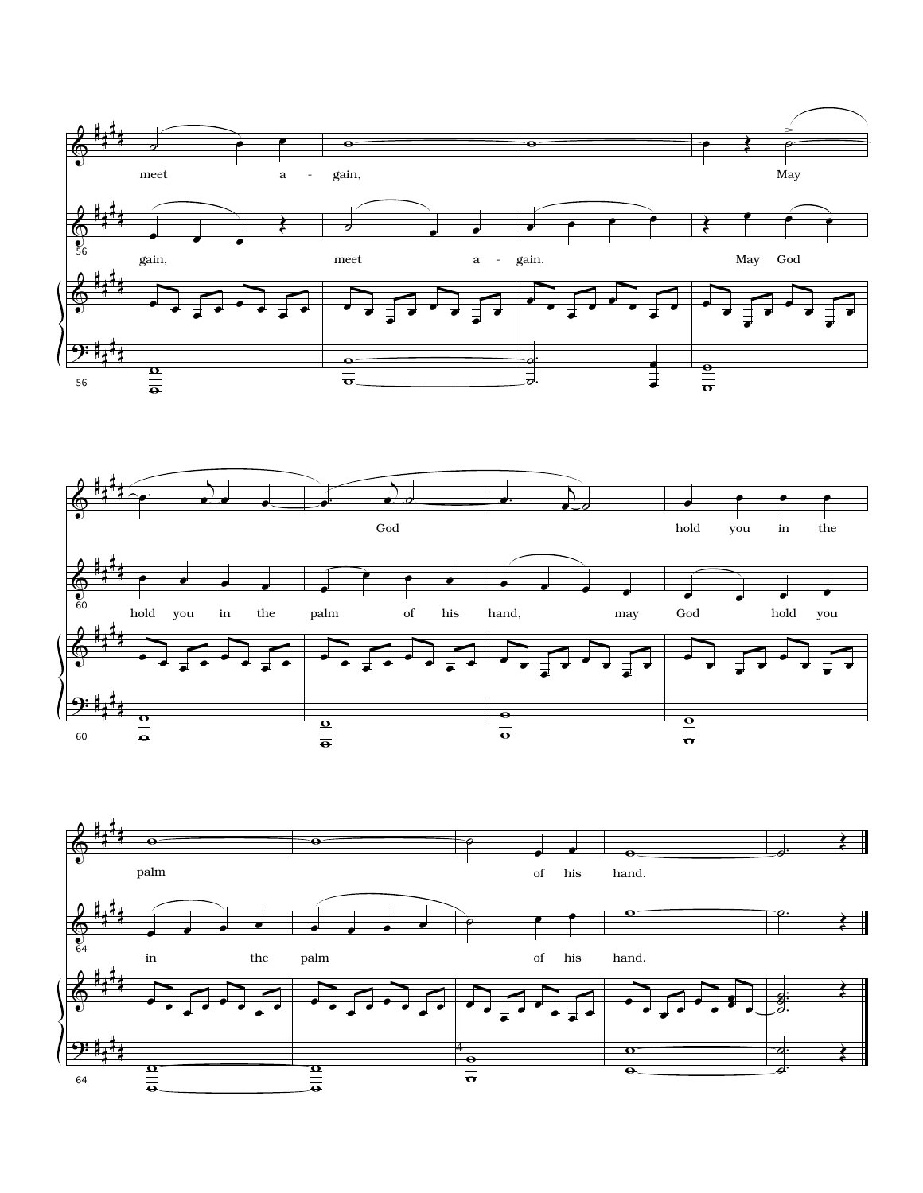meet a - gain,

May

gain, meet a - gain. May God

56

God

hold you in the

hold you in the palm of his hand, may God hold you

60

palm of his hand.

in the palm of his hand.

64